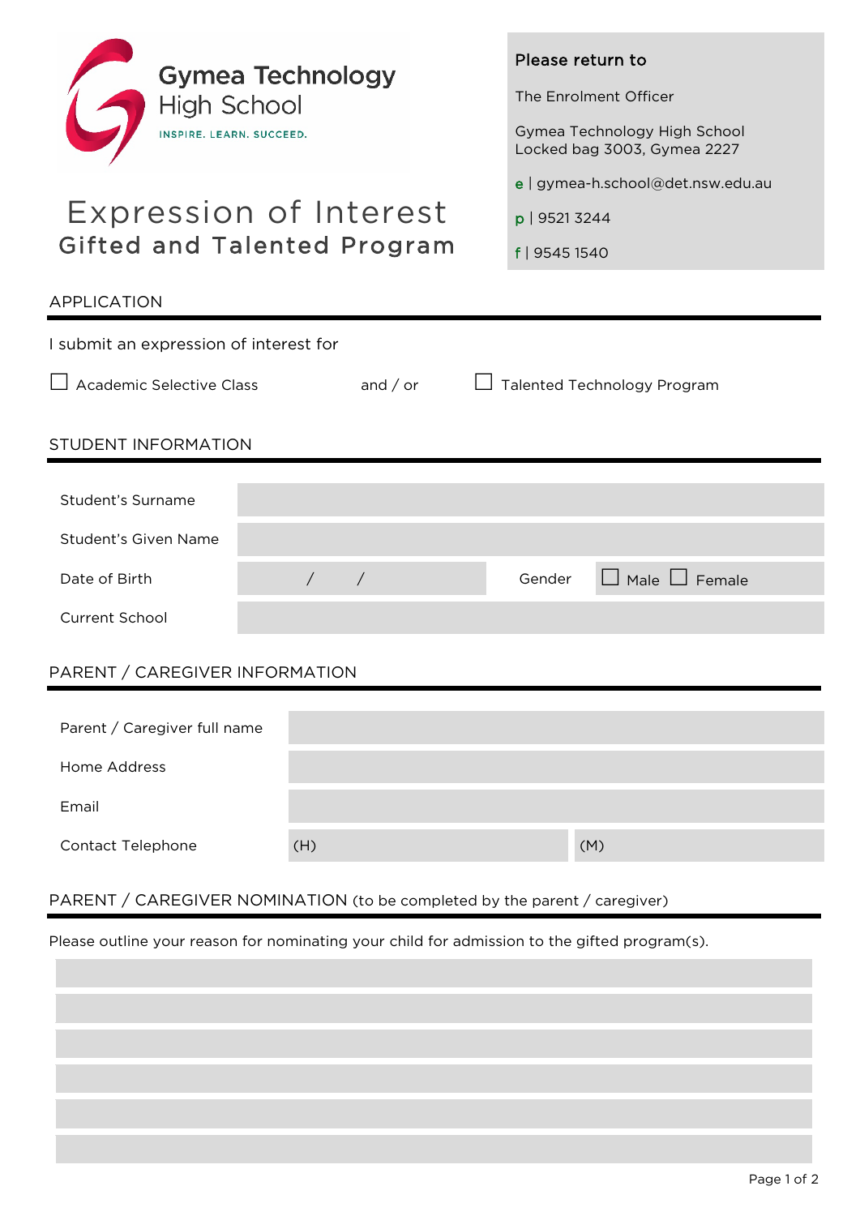**Gymea Technology High School**
INSPIRE. LEARN. SUCCEED.

# Expression of Interest
## Gifted and Talented Program

**Please return to**

The Enrolment Officer

Gymea Technology High School
Locked bag 3003, Gymea 2227

e | gymea-h.school@det.nsw.edu.au

p | 9521 3244

f | 9545 1540

## APPLICATION

I submit an expression of interest for

☐ Academic Selective Class and / or ☐ Talented Technology Program

## STUDENT INFORMATION

| | | | |
|---|---|---|---|
| Student's Surname | | | |
| Student's Given Name | | | |
| Date of Birth | / / | Gender | ☐ Male ☐ Female |
| Current School | | | |

## PARENT / CAREGIVER INFORMATION

| | | |
|---|---|---|
| Parent / Caregiver full name | | |
| Home Address | | |
| Email | | |
| Contact Telephone | (H) | (M) |

## PARENT / CAREGIVER NOMINATION (to be completed by the parent / caregiver)

Please outline your reason for nominating your child for admission to the gifted program(s).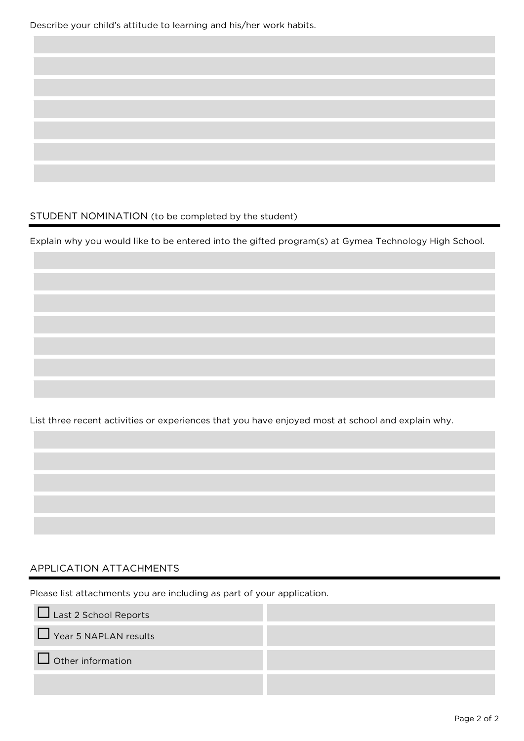Describe your child's attitude to learning and his/her work habits.

## STUDENT NOMINATION (to be completed by the student)

Explain why you would like to be entered into the gifted program(s) at Gymea Technology High School.

List three recent activities or experiences that you have enjoyed most at school and explain why.

## APPLICATION ATTACHMENTS

Please list attachments you are including as part of your application.

| | |
|---|---|
| ☐ Last 2 School Reports | |
| ☐ Year 5 NAPLAN results | |
| ☐ Other information | |
| | |